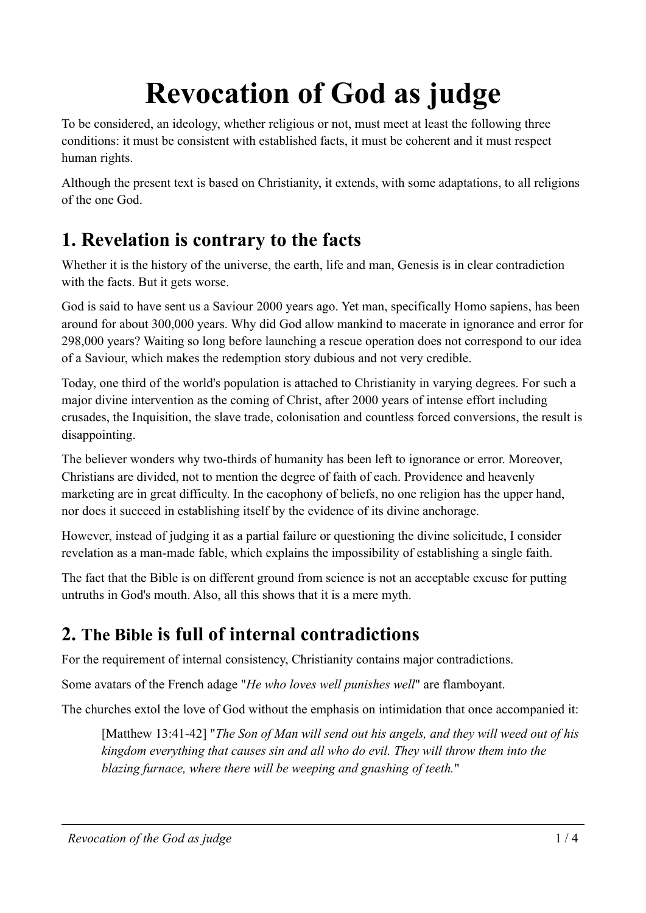# Revocation of God as judge

To be considered, an ideology, whether religious or not, must meet at least the following three conditions: it must be consistent with established facts, it must be coherent and it must respect human rights.

Although the present text is based on Christianity, it extends, with some adaptations, to all religions of the one God.

## 1. Revelation is contrary to the facts

Whether it is the history of the universe, the earth, life and man, Genesis is in clear contradiction with the facts. But it gets worse.

God is said to have sent us a Saviour 2000 years ago. Yet man, specifically Homo sapiens, has been around for about 300,000 years. Why did God allow mankind to macerate in ignorance and error for 298,000 years? Waiting so long before launching a rescue operation does not correspond to our idea of a Saviour, which makes the redemption story dubious and not very credible.

Today, one third of the world's population is attached to Christianity in varying degrees. For such a major divine intervention as the coming of Christ, after 2000 years of intense effort including crusades, the Inquisition, the slave trade, colonisation and countless forced conversions, the result is disappointing.

The believer wonders why two-thirds of humanity has been left to ignorance or error. Moreover, Christians are divided, not to mention the degree of faith of each. Providence and heavenly marketing are in great difficulty. In the cacophony of beliefs, no one religion has the upper hand, nor does it succeed in establishing itself by the evidence of its divine anchorage.

However, instead of judging it as a partial failure or questioning the divine solicitude, I consider revelation as a man-made fable, which explains the impossibility of establishing a single faith.

The fact that the Bible is on different ground from science is not an acceptable excuse for putting untruths in God's mouth. Also, all this shows that it is a mere myth.

## 2. The Bible is full of internal contradictions

For the requirement of internal consistency, Christianity contains major contradictions.

Some avatars of the French adage "*He who loves well punishes well*" are flamboyant.

The churches extol the love of God without the emphasis on intimidation that once accompanied it:

> [Matthew 13:41-42] "*The Son of Man will send out his angels, and they will weed out of his kingdom everything that causes sin and all who do evil. They will throw them into the blazing furnace, where there will be weeping and gnashing of teeth.*"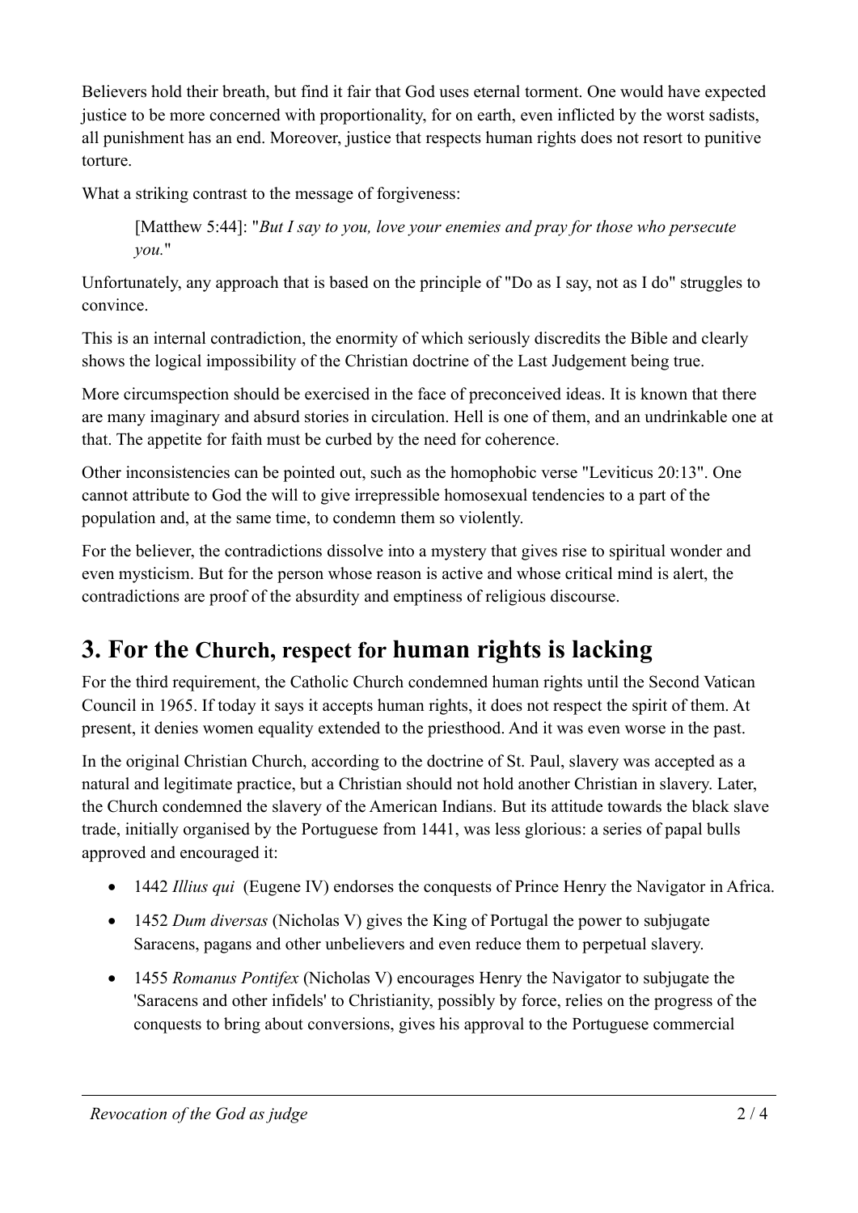Believers hold their breath, but find it fair that God uses eternal torment. One would have expected justice to be more concerned with proportionality, for on earth, even inflicted by the worst sadists, all punishment has an end. Moreover, justice that respects human rights does not resort to punitive torture.

What a striking contrast to the message of forgiveness:

> [Matthew 5:44]: "*But I say to you, love your enemies and pray for those who persecute you.*"

Unfortunately, any approach that is based on the principle of "Do as I say, not as I do" struggles to convince.

This is an internal contradiction, the enormity of which seriously discredits the Bible and clearly shows the logical impossibility of the Christian doctrine of the Last Judgement being true.

More circumspection should be exercised in the face of preconceived ideas. It is known that there are many imaginary and absurd stories in circulation. Hell is one of them, and an undrinkable one at that. The appetite for faith must be curbed by the need for coherence.

Other inconsistencies can be pointed out, such as the homophobic verse "Leviticus 20:13". One cannot attribute to God the will to give irrepressible homosexual tendencies to a part of the population and, at the same time, to condemn them so violently.

For the believer, the contradictions dissolve into a mystery that gives rise to spiritual wonder and even mysticism. But for the person whose reason is active and whose critical mind is alert, the contradictions are proof of the absurdity and emptiness of religious discourse.

## 3. For the Church, respect for human rights is lacking

For the third requirement, the Catholic Church condemned human rights until the Second Vatican Council in 1965. If today it says it accepts human rights, it does not respect the spirit of them. At present, it denies women equality extended to the priesthood. And it was even worse in the past.

In the original Christian Church, according to the doctrine of St. Paul, slavery was accepted as a natural and legitimate practice, but a Christian should not hold another Christian in slavery. Later, the Church condemned the slavery of the American Indians. But its attitude towards the black slave trade, initially organised by the Portuguese from 1441, was less glorious: a series of papal bulls approved and encouraged it:

- 1442 *Illius qui* (Eugene IV) endorses the conquests of Prince Henry the Navigator in Africa.
- 1452 *Dum diversas* (Nicholas V) gives the King of Portugal the power to subjugate Saracens, pagans and other unbelievers and even reduce them to perpetual slavery.
- 1455 *Romanus Pontifex* (Nicholas V) encourages Henry the Navigator to subjugate the 'Saracens and other infidels' to Christianity, possibly by force, relies on the progress of the conquests to bring about conversions, gives his approval to the Portuguese commercial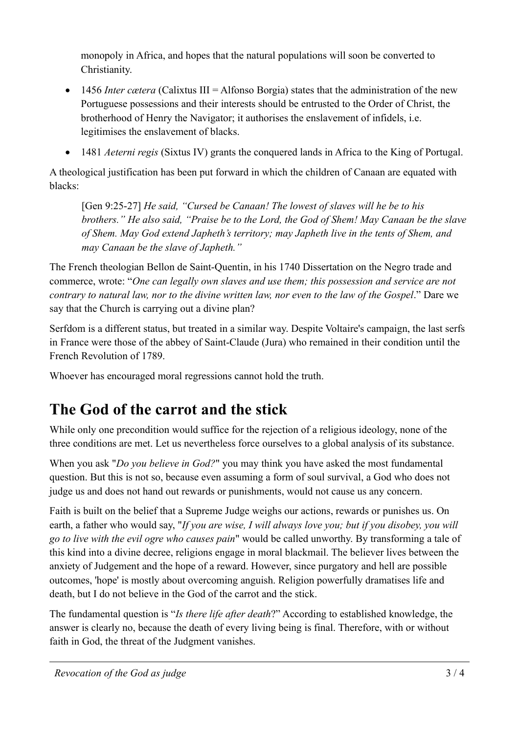monopoly in Africa, and hopes that the natural populations will soon be converted to Christianity.

- 1456 *Inter cætera* (Calixtus III = Alfonso Borgia) states that the administration of the new Portuguese possessions and their interests should be entrusted to the Order of Christ, the brotherhood of Henry the Navigator; it authorises the enslavement of infidels, i.e. legitimises the enslavement of blacks.
- 1481 *Aeterni regis* (Sixtus IV) grants the conquered lands in Africa to the King of Portugal.

A theological justification has been put forward in which the children of Canaan are equated with blacks:

> [Gen 9:25-27] *He said, "Cursed be Canaan! The lowest of slaves will he be to his brothers." He also said, "Praise be to the Lord, the God of Shem! May Canaan be the slave of Shem. May God extend Japheth's territory; may Japheth live in the tents of Shem, and may Canaan be the slave of Japheth."*

The French theologian Bellon de Saint-Quentin, in his 1740 Dissertation on the Negro trade and commerce, wrote: "*One can legally own slaves and use them; this possession and service are not contrary to natural law, nor to the divine written law, nor even to the law of the Gospel*." Dare we say that the Church is carrying out a divine plan?

Serfdom is a different status, but treated in a similar way. Despite Voltaire's campaign, the last serfs in France were those of the abbey of Saint-Claude (Jura) who remained in their condition until the French Revolution of 1789.

Whoever has encouraged moral regressions cannot hold the truth.

## The God of the carrot and the stick

While only one precondition would suffice for the rejection of a religious ideology, none of the three conditions are met. Let us nevertheless force ourselves to a global analysis of its substance.

When you ask "*Do you believe in God?*" you may think you have asked the most fundamental question. But this is not so, because even assuming a form of soul survival, a God who does not judge us and does not hand out rewards or punishments, would not cause us any concern.

Faith is built on the belief that a Supreme Judge weighs our actions, rewards or punishes us. On earth, a father who would say, "*If you are wise, I will always love you; but if you disobey, you will go to live with the evil ogre who causes pain*" would be called unworthy. By transforming a tale of this kind into a divine decree, religions engage in moral blackmail. The believer lives between the anxiety of Judgement and the hope of a reward. However, since purgatory and hell are possible outcomes, 'hope' is mostly about overcoming anguish. Religion powerfully dramatises life and death, but I do not believe in the God of the carrot and the stick.

The fundamental question is "*Is there life after death*?" According to established knowledge, the answer is clearly no, because the death of every living being is final. Therefore, with or without faith in God, the threat of the Judgment vanishes.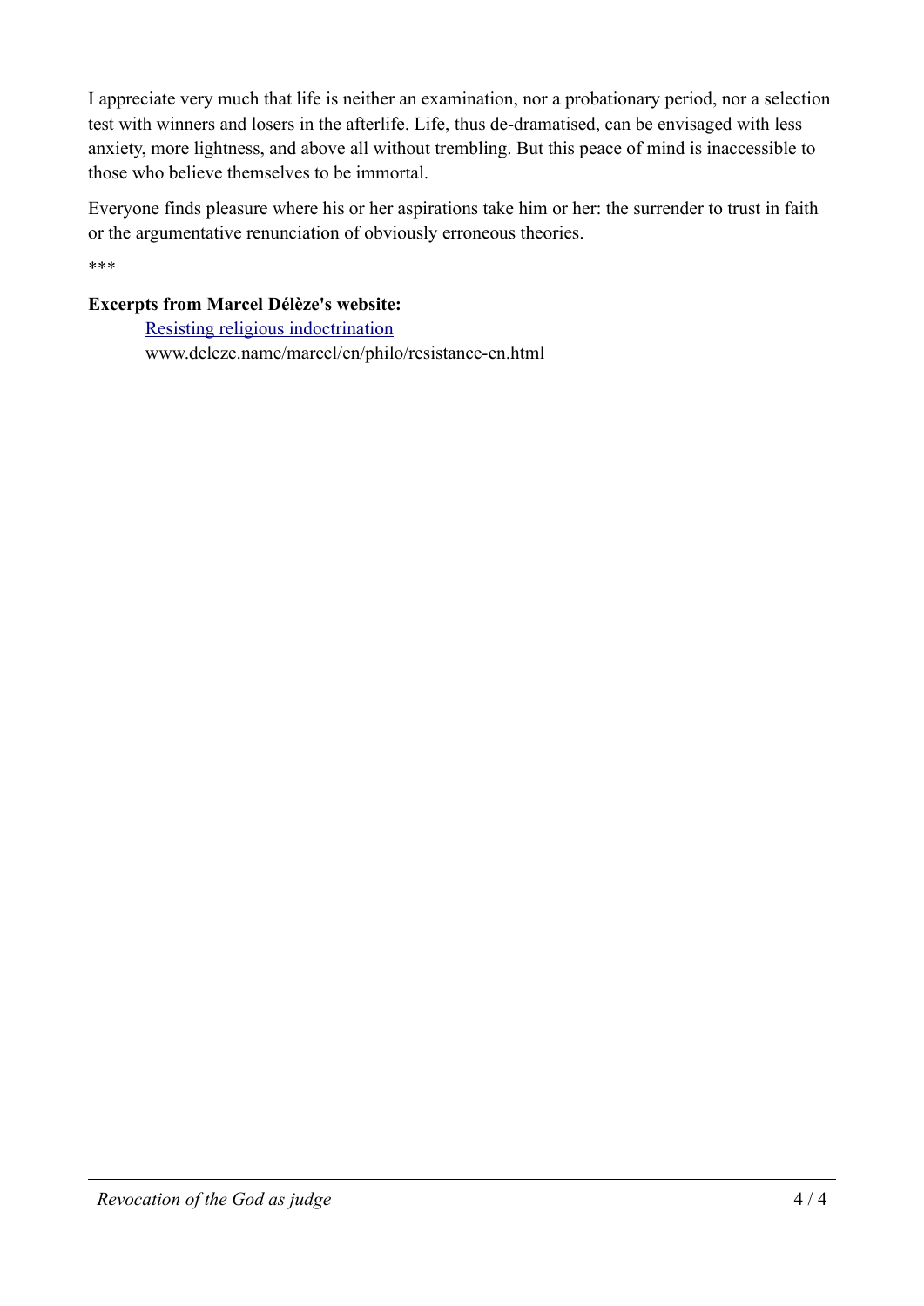I appreciate very much that life is neither an examination, nor a probationary period, nor a selection test with winners and losers in the afterlife. Life, thus de-dramatised, can be envisaged with less anxiety, more lightness, and above all without trembling. But this peace of mind is inaccessible to those who believe themselves to be immortal.

Everyone finds pleasure where his or her aspirations take him or her: the surrender to trust in faith or the argumentative renunciation of obviously erroneous theories.

***

**Excerpts from Marcel Délèze's website:**

Resisting religious indoctrination
www.deleze.name/marcel/en/philo/resistance-en.html